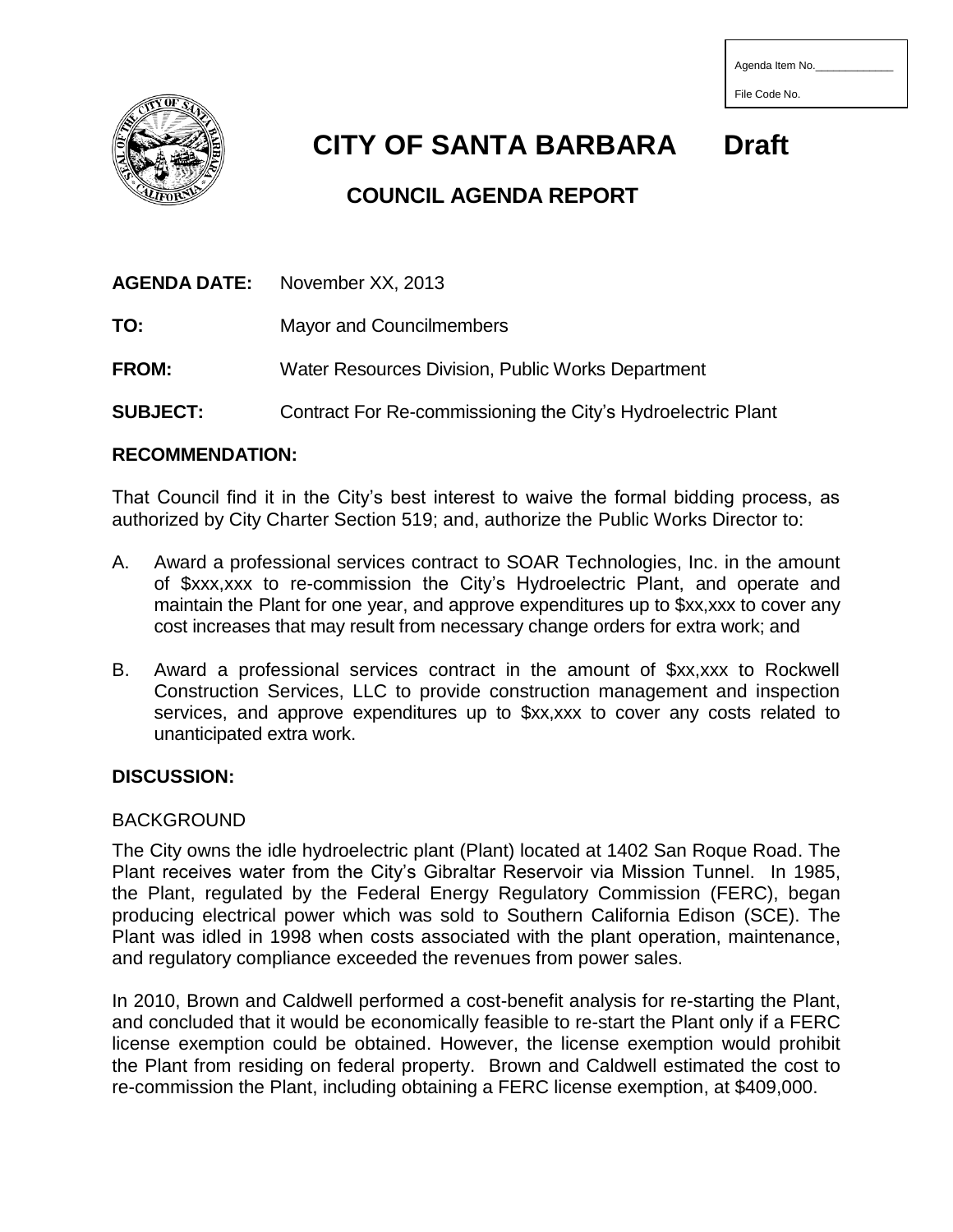Agenda Item No.\_\_\_\_\_\_\_\_\_\_\_\_

File Code No.

# CITY OF SANTA BARBARA Draft

## COUNCIL AGENDA REPORT

**AGENDA DATE:** November XX, 2013

**TO:** Mayor and Councilmembers

**FROM:** Water Resources Division, Public Works Department

**SUBJECT:** Contract For Re-commissioning the City's Hydroelectric Plant

### RECOMMENDATION:

That Council find it in the City's best interest to waive the formal bidding process, as authorized by City Charter Section 519; and, authorize the Public Works Director to:

A. Award a professional services contract to SOAR Technologies, Inc. in the amount of $xxx,xxx to re-commission the City's Hydroelectric Plant, and operate and maintain the Plant for one year, and approve expenditures up to $xx,xxx to cover any cost increases that may result from necessary change orders for extra work; and

B. Award a professional services contract in the amount of $xx,xxx to Rockwell Construction Services, LLC to provide construction management and inspection services, and approve expenditures up to $xx,xxx to cover any costs related to unanticipated extra work.

### DISCUSSION:

BACKGROUND

The City owns the idle hydroelectric plant (Plant) located at 1402 San Roque Road. The Plant receives water from the City's Gibraltar Reservoir via Mission Tunnel. In 1985, the Plant, regulated by the Federal Energy Regulatory Commission (FERC), began producing electrical power which was sold to Southern California Edison (SCE). The Plant was idled in 1998 when costs associated with the plant operation, maintenance, and regulatory compliance exceeded the revenues from power sales.

In 2010, Brown and Caldwell performed a cost-benefit analysis for re-starting the Plant, and concluded that it would be economically feasible to re-start the Plant only if a FERC license exemption could be obtained. However, the license exemption would prohibit the Plant from residing on federal property. Brown and Caldwell estimated the cost to re-commission the Plant, including obtaining a FERC license exemption, at $409,000.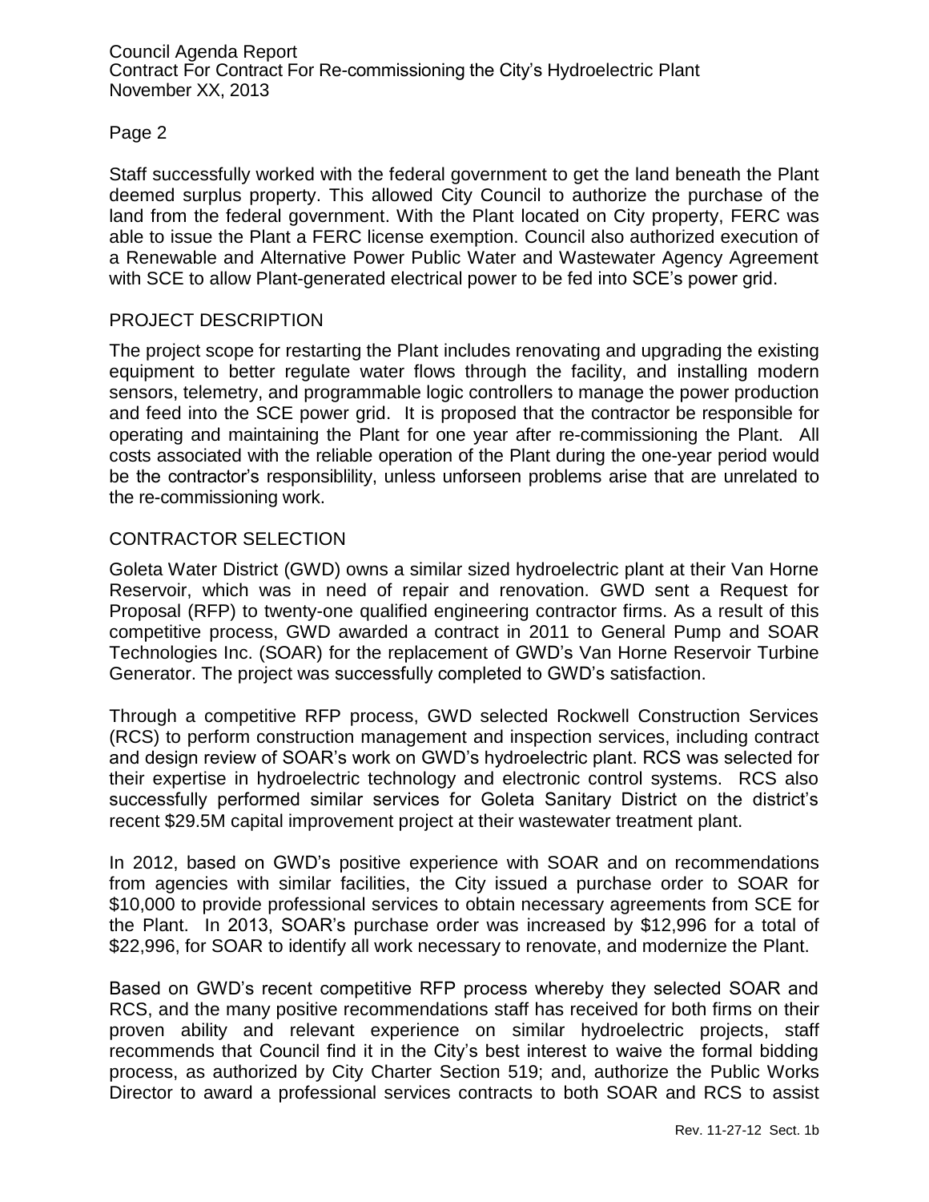Staff successfully worked with the federal government to get the land beneath the Plant deemed surplus property. This allowed City Council to authorize the purchase of the land from the federal government. With the Plant located on City property, FERC was able to issue the Plant a FERC license exemption. Council also authorized execution of a Renewable and Alternative Power Public Water and Wastewater Agency Agreement with SCE to allow Plant-generated electrical power to be fed into SCE's power grid.

## PROJECT DESCRIPTION

The project scope for restarting the Plant includes renovating and upgrading the existing equipment to better regulate water flows through the facility, and installing modern sensors, telemetry, and programmable logic controllers to manage the power production and feed into the SCE power grid. It is proposed that the contractor be responsible for operating and maintaining the Plant for one year after re-commissioning the Plant. All costs associated with the reliable operation of the Plant during the one-year period would be the contractor's responsiblility, unless unforseen problems arise that are unrelated to the re-commissioning work.

## CONTRACTOR SELECTION

Goleta Water District (GWD) owns a similar sized hydroelectric plant at their Van Horne Reservoir, which was in need of repair and renovation. GWD sent a Request for Proposal (RFP) to twenty-one qualified engineering contractor firms. As a result of this competitive process, GWD awarded a contract in 2011 to General Pump and SOAR Technologies Inc. (SOAR) for the replacement of GWD's Van Horne Reservoir Turbine Generator. The project was successfully completed to GWD's satisfaction.

Through a competitive RFP process, GWD selected Rockwell Construction Services (RCS) to perform construction management and inspection services, including contract and design review of SOAR's work on GWD's hydroelectric plant. RCS was selected for their expertise in hydroelectric technology and electronic control systems. RCS also successfully performed similar services for Goleta Sanitary District on the district's recent $29.5M capital improvement project at their wastewater treatment plant.

In 2012, based on GWD's positive experience with SOAR and on recommendations from agencies with similar facilities, the City issued a purchase order to SOAR for $10,000 to provide professional services to obtain necessary agreements from SCE for the Plant. In 2013, SOAR's purchase order was increased by $12,996 for a total of $22,996, for SOAR to identify all work necessary to renovate, and modernize the Plant.

Based on GWD's recent competitive RFP process whereby they selected SOAR and RCS, and the many positive recommendations staff has received for both firms on their proven ability and relevant experience on similar hydroelectric projects, staff recommends that Council find it in the City's best interest to waive the formal bidding process, as authorized by City Charter Section 519; and, authorize the Public Works Director to award a professional services contracts to both SOAR and RCS to assist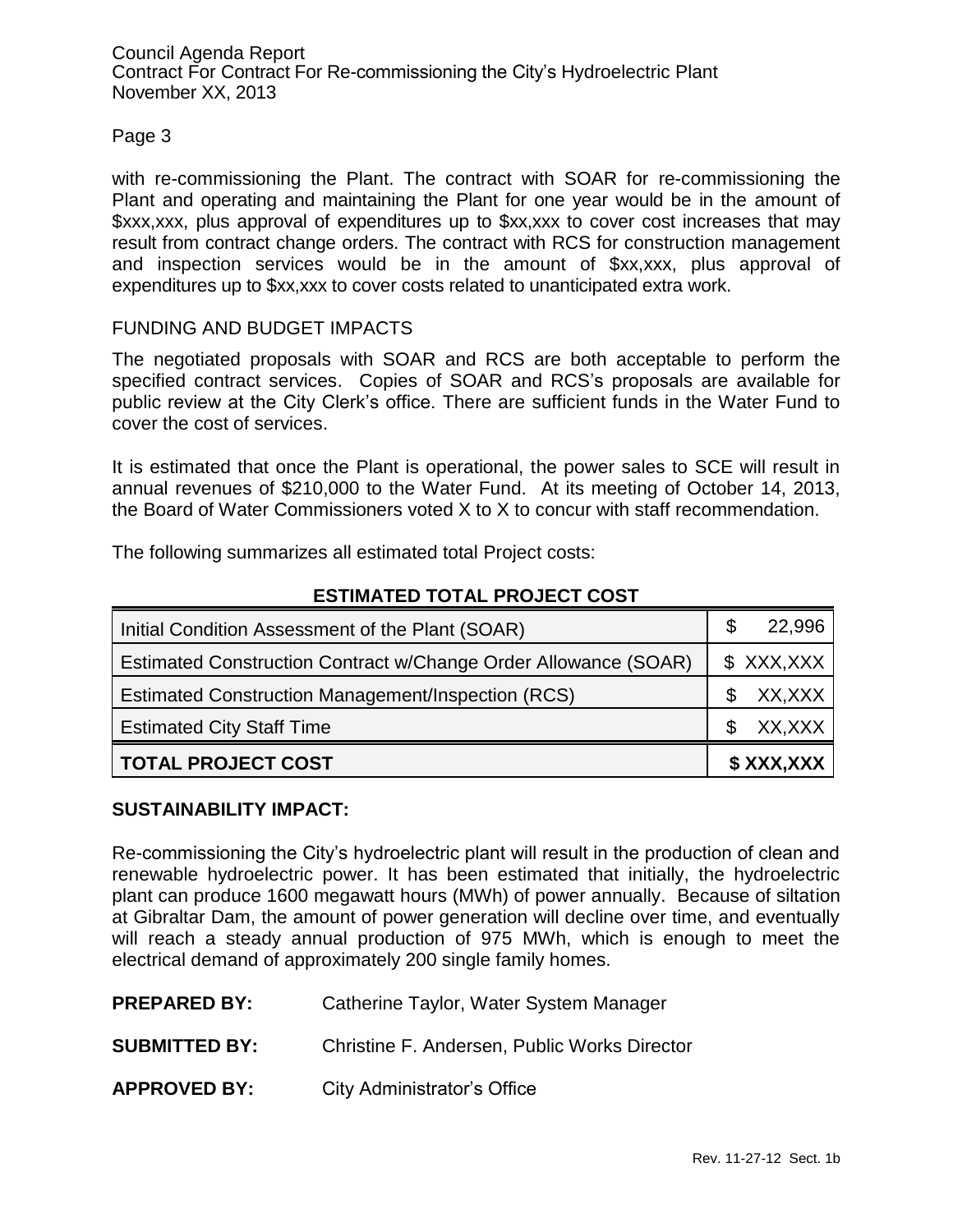with re-commissioning the Plant. The contract with SOAR for re-commissioning the Plant and operating and maintaining the Plant for one year would be in the amount of $xxx,xxx, plus approval of expenditures up to $xx,xxx to cover cost increases that may result from contract change orders. The contract with RCS for construction management and inspection services would be in the amount of $xx,xxx, plus approval of expenditures up to $xx,xxx to cover costs related to unanticipated extra work.

## FUNDING AND BUDGET IMPACTS

The negotiated proposals with SOAR and RCS are both acceptable to perform the specified contract services. Copies of SOAR and RCS's proposals are available for public review at the City Clerk's office. There are sufficient funds in the Water Fund to cover the cost of services.

It is estimated that once the Plant is operational, the power sales to SCE will result in annual revenues of $210,000 to the Water Fund. At its meeting of October 14, 2013, the Board of Water Commissioners voted X to X to concur with staff recommendation.

The following summarizes all estimated total Project costs:

**ESTIMATED TOTAL PROJECT COST**

| | |
|---|---|
| Initial Condition Assessment of the Plant (SOAR) | $ 22,996 |
| Estimated Construction Contract w/Change Order Allowance (SOAR) | $ XXX,XXX |
| Estimated Construction Management/Inspection (RCS) | $ XX,XXX |
| Estimated City Staff Time | $ XX,XXX |
| **TOTAL PROJECT COST** | **$ XXX,XXX** |

## SUSTAINABILITY IMPACT:

Re-commissioning the City's hydroelectric plant will result in the production of clean and renewable hydroelectric power. It has been estimated that initially, the hydroelectric plant can produce 1600 megawatt hours (MWh) of power annually. Because of siltation at Gibraltar Dam, the amount of power generation will decline over time, and eventually will reach a steady annual production of 975 MWh, which is enough to meet the electrical demand of approximately 200 single family homes.

**PREPARED BY:** Catherine Taylor, Water System Manager

**SUBMITTED BY:** Christine F. Andersen, Public Works Director

**APPROVED BY:** City Administrator's Office